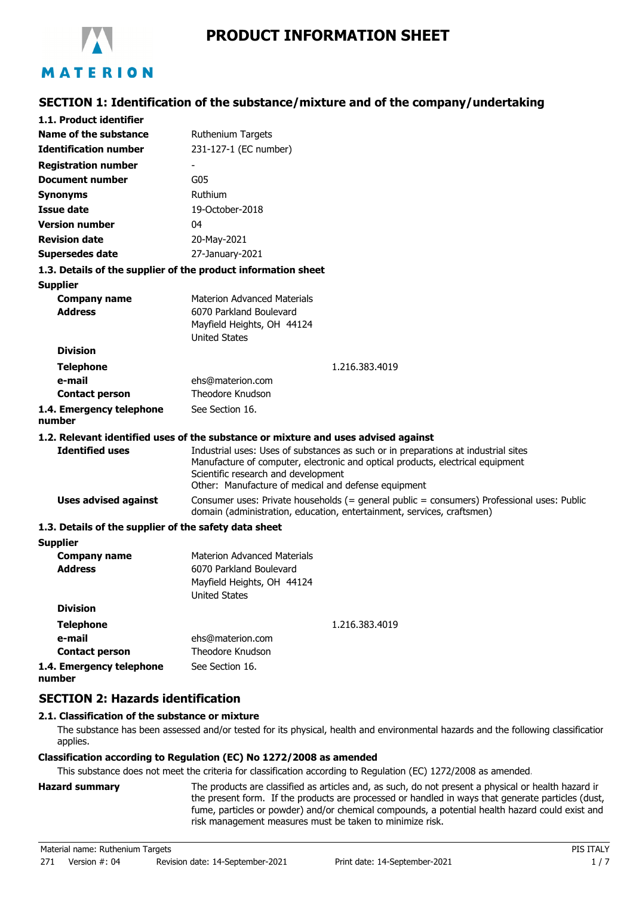# PRODUCT INFORMATION SHEET

## SECTION 1: Identification of the substance/mixture and of the company/undertaking

### 1.1. Product identifier

| | |
|---|---|
| **Name of the substance** | Ruthenium Targets |
| **Identification number** | 231-127-1 (EC number) |
| **Registration number** | - |
| **Document number** | G05 |
| **Synonyms** | Ruthium |
| **Issue date** | 19-October-2018 |
| **Version number** | 04 |
| **Revision date** | 20-May-2021 |
| **Supersedes date** | 27-January-2021 |

### 1.3. Details of the supplier of the product information sheet

**Supplier**

| | |
|---|---|
| **Company name** | Materion Advanced Materials |
| **Address** | 6070 Parkland Boulevard<br>Mayfield Heights, OH 44124<br>United States |
| **Division** | |
| **Telephone** | 1.216.383.4019 |
| **e-mail** | ehs@materion.com |
| **Contact person** | Theodore Knudson |
| **1.4. Emergency telephone number** | See Section 16. |

### 1.2. Relevant identified uses of the substance or mixture and uses advised against

**Identified uses**
Industrial uses: Uses of substances as such or in preparations at industrial sites
Manufacture of computer, electronic and optical products, electrical equipment
Scientific research and development
Other: Manufacture of medical and defense equipment

**Uses advised against**
Consumer uses: Private households (= general public = consumers) Professional uses: Public domain (administration, education, entertainment, services, craftsmen)

### 1.3. Details of the supplier of the safety data sheet

**Supplier**

| | |
|---|---|
| **Company name** | Materion Advanced Materials |
| **Address** | 6070 Parkland Boulevard<br>Mayfield Heights, OH 44124<br>United States |
| **Division** | |
| **Telephone** | 1.216.383.4019 |
| **e-mail** | ehs@materion.com |
| **Contact person** | Theodore Knudson |
| **1.4. Emergency telephone number** | See Section 16. |

## SECTION 2: Hazards identification

### 2.1. Classification of the substance or mixture

The substance has been assessed and/or tested for its physical, health and environmental hazards and the following classification applies.

**Classification according to Regulation (EC) No 1272/2008 as amended**

This substance does not meet the criteria for classification according to Regulation (EC) 1272/2008 as amended.

**Hazard summary**
The products are classified as articles and, as such, do not present a physical or health hazard in the present form. If the products are processed or handled in ways that generate particles (dust, fume, particles or powder) and/or chemical compounds, a potential health hazard could exist and risk management measures must be taken to minimize risk.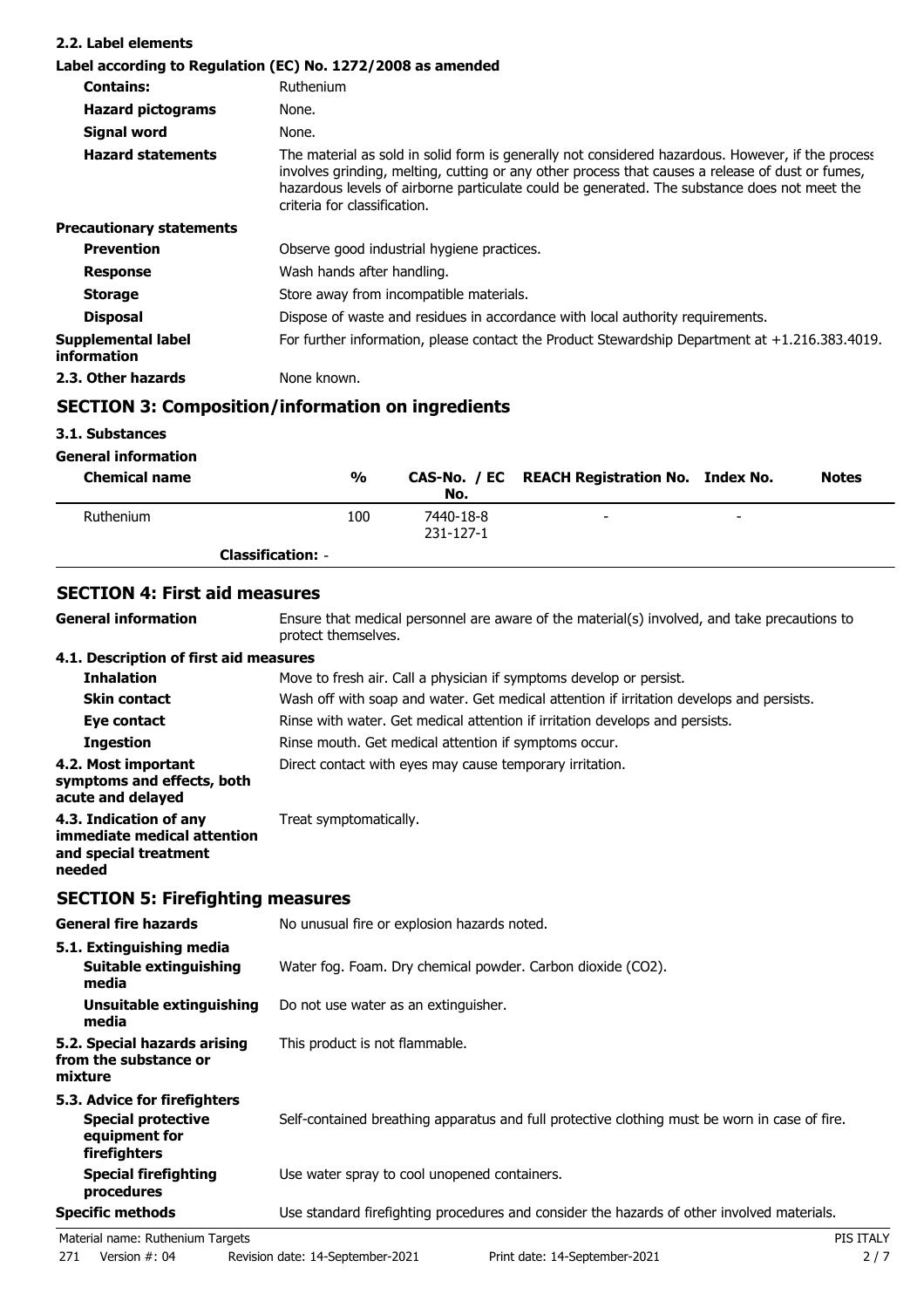### 2.2. Label elements

**Label according to Regulation (EC) No. 1272/2008 as amended**

| | |
|---|---|
| **Contains:** | Ruthenium |
| **Hazard pictograms** | None. |
| **Signal word** | None. |
| **Hazard statements** | The material as sold in solid form is generally not considered hazardous. However, if the process involves grinding, melting, cutting or any other process that causes a release of dust or fumes, hazardous levels of airborne particulate could be generated. The substance does not meet the criteria for classification. |

**Precautionary statements**

| | |
|---|---|
| **Prevention** | Observe good industrial hygiene practices. |
| **Response** | Wash hands after handling. |
| **Storage** | Store away from incompatible materials. |
| **Disposal** | Dispose of waste and residues in accordance with local authority requirements. |
| **Supplemental label information** | For further information, please contact the Product Stewardship Department at +1.216.383.4019. |

**2.3. Other hazards** None known.

## SECTION 3: Composition/information on ingredients

### 3.1. Substances

**General information**

| Chemical name | % | CAS-No. / EC No. | REACH Registration No. | Index No. | Notes |
|---|---|---|---|---|---|
| Ruthenium | 100 | 7440-18-8<br>231-127-1 | - | - | |
| **Classification:** - | | | | | |

## SECTION 4: First aid measures

**General information** Ensure that medical personnel are aware of the material(s) involved, and take precautions to protect themselves.

### 4.1. Description of first aid measures

| | |
|---|---|
| **Inhalation** | Move to fresh air. Call a physician if symptoms develop or persist. |
| **Skin contact** | Wash off with soap and water. Get medical attention if irritation develops and persists. |
| **Eye contact** | Rinse with water. Get medical attention if irritation develops and persists. |
| **Ingestion** | Rinse mouth. Get medical attention if symptoms occur. |
| **4.2. Most important symptoms and effects, both acute and delayed** | Direct contact with eyes may cause temporary irritation. |
| **4.3. Indication of any immediate medical attention and special treatment needed** | Treat symptomatically. |

## SECTION 5: Firefighting measures

| | |
|---|---|
| **General fire hazards** | No unusual fire or explosion hazards noted. |

**5.1. Extinguishing media**

| | |
|---|---|
| **Suitable extinguishing media** | Water fog. Foam. Dry chemical powder. Carbon dioxide ($CO_2$). |
| **Unsuitable extinguishing media** | Do not use water as an extinguisher. |
| **5.2. Special hazards arising from the substance or mixture** | This product is not flammable. |

**5.3. Advice for firefighters**

| | |
|---|---|
| **Special protective equipment for firefighters** | Self-contained breathing apparatus and full protective clothing must be worn in case of fire. |
| **Special firefighting procedures** | Use water spray to cool unopened containers. |
| **Specific methods** | Use standard firefighting procedures and consider the hazards of other involved materials. |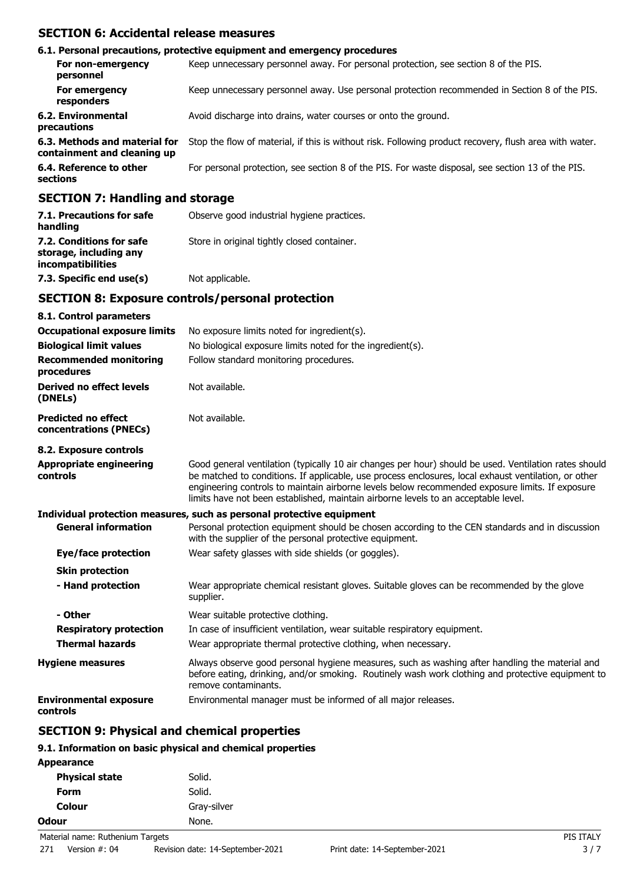## SECTION 6: Accidental release measures

### 6.1. Personal precautions, protective equipment and emergency procedures

| | |
|---|---|
| **For non-emergency personnel** | Keep unnecessary personnel away. For personal protection, see section 8 of the PIS. |
| **For emergency responders** | Keep unnecessary personnel away. Use personal protection recommended in Section 8 of the PIS. |
| **6.2. Environmental precautions** | Avoid discharge into drains, water courses or onto the ground. |
| **6.3. Methods and material for containment and cleaning up** | Stop the flow of material, if this is without risk. Following product recovery, flush area with water. |
| **6.4. Reference to other sections** | For personal protection, see section 8 of the PIS. For waste disposal, see section 13 of the PIS. |

## SECTION 7: Handling and storage

| | |
|---|---|
| **7.1. Precautions for safe handling** | Observe good industrial hygiene practices. |
| **7.2. Conditions for safe storage, including any incompatibilities** | Store in original tightly closed container. |
| **7.3. Specific end use(s)** | Not applicable. |

## SECTION 8: Exposure controls/personal protection

### 8.1. Control parameters

| | |
|---|---|
| **Occupational exposure limits** | No exposure limits noted for ingredient(s). |
| **Biological limit values** | No biological exposure limits noted for the ingredient(s). |
| **Recommended monitoring procedures** | Follow standard monitoring procedures. |
| **Derived no effect levels (DNELs)** | Not available. |
| **Predicted no effect concentrations (PNECs)** | Not available. |

### 8.2. Exposure controls

| | |
|---|---|
| **Appropriate engineering controls** | Good general ventilation (typically 10 air changes per hour) should be used. Ventilation rates should be matched to conditions. If applicable, use process enclosures, local exhaust ventilation, or other engineering controls to maintain airborne levels below recommended exposure limits. If exposure limits have not been established, maintain airborne levels to an acceptable level. |

**Individual protection measures, such as personal protective equipment**

| | |
|---|---|
| **General information** | Personal protection equipment should be chosen according to the CEN standards and in discussion with the supplier of the personal protective equipment. |
| **Eye/face protection** | Wear safety glasses with side shields (or goggles). |
| **Skin protection** | |
| **- Hand protection** | Wear appropriate chemical resistant gloves. Suitable gloves can be recommended by the glove supplier. |
| **- Other** | Wear suitable protective clothing. |
| **Respiratory protection** | In case of insufficient ventilation, wear suitable respiratory equipment. |
| **Thermal hazards** | Wear appropriate thermal protective clothing, when necessary. |
| **Hygiene measures** | Always observe good personal hygiene measures, such as washing after handling the material and before eating, drinking, and/or smoking. Routinely wash work clothing and protective equipment to remove contaminants. |
| **Environmental exposure controls** | Environmental manager must be informed of all major releases. |

## SECTION 9: Physical and chemical properties

### 9.1. Information on basic physical and chemical properties

| | |
|---|---|
| **Appearance** | |
| **Physical state** | Solid. |
| **Form** | Solid. |
| **Colour** | Gray-silver |
| **Odour** | None. |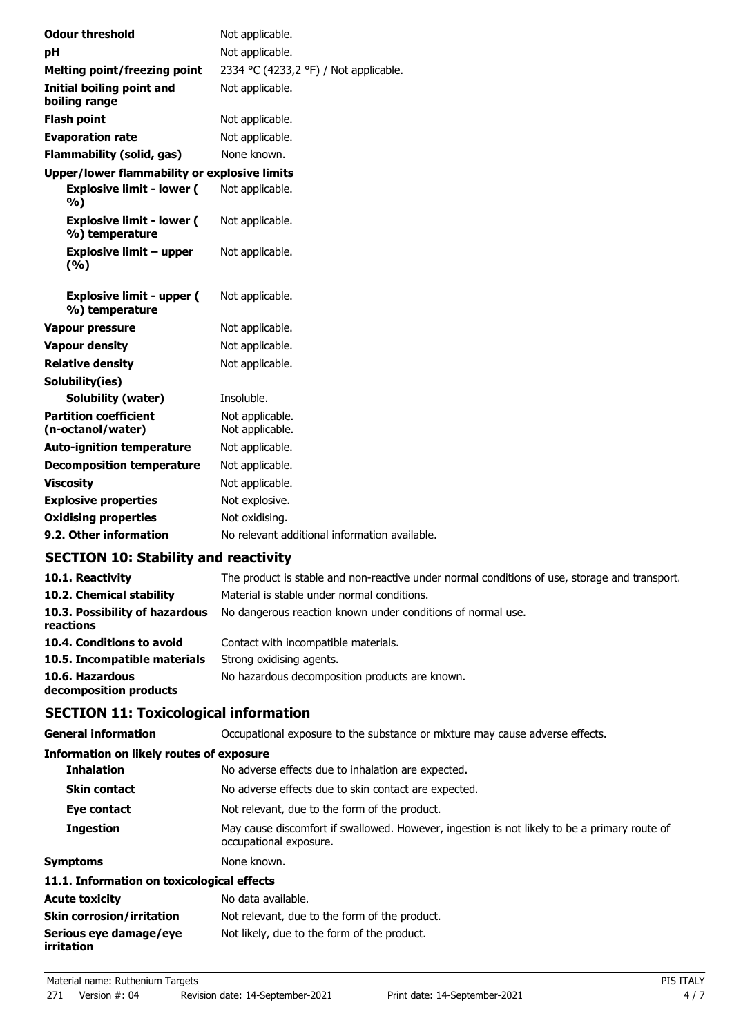| | |
|---|---|
| **Odour threshold** | Not applicable. |
| **pH** | Not applicable. |
| **Melting point/freezing point** | 2334 °C (4233,2 °F) / Not applicable. |
| **Initial boiling point and boiling range** | Not applicable. |
| **Flash point** | Not applicable. |
| **Evaporation rate** | Not applicable. |
| **Flammability (solid, gas)** | None known. |
| **Upper/lower flammability or explosive limits** | |
| **Explosive limit - lower ( %)** | Not applicable. |
| **Explosive limit - lower ( %) temperature** | Not applicable. |
| **Explosive limit – upper (%)** | Not applicable. |
| **Explosive limit - upper ( %) temperature** | Not applicable. |
| **Vapour pressure** | Not applicable. |
| **Vapour density** | Not applicable. |
| **Relative density** | Not applicable. |
| **Solubility(ies)** | |
| **Solubility (water)** | Insoluble. |
| **Partition coefficient (n-octanol/water)** | Not applicable. Not applicable. |
| **Auto-ignition temperature** | Not applicable. |
| **Decomposition temperature** | Not applicable. |
| **Viscosity** | Not applicable. |
| **Explosive properties** | Not explosive. |
| **Oxidising properties** | Not oxidising. |
| **9.2. Other information** | No relevant additional information available. |

## SECTION 10: Stability and reactivity

| | |
|---|---|
| **10.1. Reactivity** | The product is stable and non-reactive under normal conditions of use, storage and transport. |
| **10.2. Chemical stability** | Material is stable under normal conditions. |
| **10.3. Possibility of hazardous reactions** | No dangerous reaction known under conditions of normal use. |
| **10.4. Conditions to avoid** | Contact with incompatible materials. |
| **10.5. Incompatible materials** | Strong oxidising agents. |
| **10.6. Hazardous decomposition products** | No hazardous decomposition products are known. |

## SECTION 11: Toxicological information

| | |
|---|---|
| **General information** | Occupational exposure to the substance or mixture may cause adverse effects. |
| **Information on likely routes of exposure** | |
| **Inhalation** | No adverse effects due to inhalation are expected. |
| **Skin contact** | No adverse effects due to skin contact are expected. |
| **Eye contact** | Not relevant, due to the form of the product. |
| **Ingestion** | May cause discomfort if swallowed. However, ingestion is not likely to be a primary route of occupational exposure. |
| **Symptoms** | None known. |
| **11.1. Information on toxicological effects** | |
| **Acute toxicity** | No data available. |
| **Skin corrosion/irritation** | Not relevant, due to the form of the product. |
| **Serious eye damage/eye irritation** | Not likely, due to the form of the product. |

Material name: Ruthenium Targets
271 Version #: 04 Revision date: 14-September-2021 Print date: 14-September-2021 PIS ITALY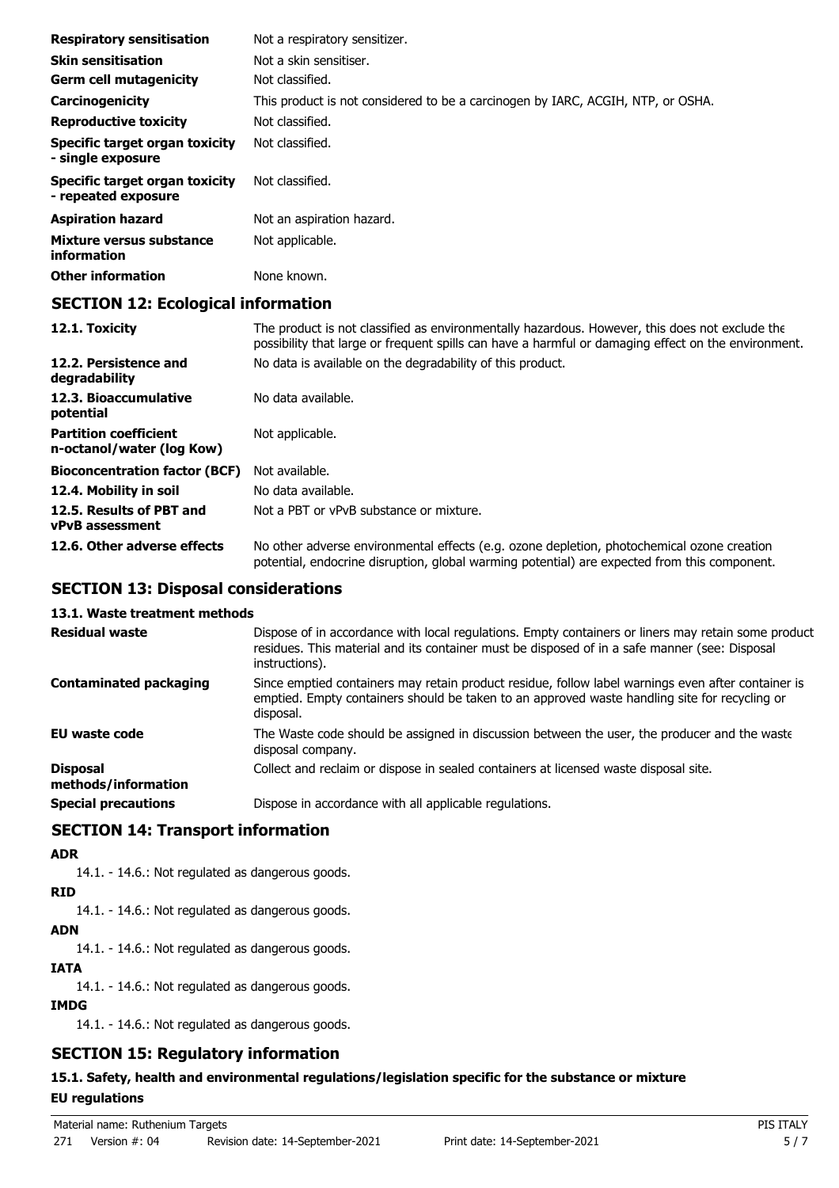| | |
|---|---|
| **Respiratory sensitisation** | Not a respiratory sensitizer. |
| **Skin sensitisation** | Not a skin sensitiser. |
| **Germ cell mutagenicity** | Not classified. |
| **Carcinogenicity** | This product is not considered to be a carcinogen by IARC, ACGIH, NTP, or OSHA. |
| **Reproductive toxicity** | Not classified. |
| **Specific target organ toxicity - single exposure** | Not classified. |
| **Specific target organ toxicity - repeated exposure** | Not classified. |
| **Aspiration hazard** | Not an aspiration hazard. |
| **Mixture versus substance information** | Not applicable. |
| **Other information** | None known. |

## SECTION 12: Ecological information

| | |
|---|---|
| **12.1. Toxicity** | The product is not classified as environmentally hazardous. However, this does not exclude the possibility that large or frequent spills can have a harmful or damaging effect on the environment. |
| **12.2. Persistence and degradability** | No data is available on the degradability of this product. |
| **12.3. Bioaccumulative potential** | No data available. |
| **Partition coefficient n-octanol/water (log Kow)** | Not applicable. |
| **Bioconcentration factor (BCF)** | Not available. |
| **12.4. Mobility in soil** | No data available. |
| **12.5. Results of PBT and vPvB assessment** | Not a PBT or vPvB substance or mixture. |
| **12.6. Other adverse effects** | No other adverse environmental effects (e.g. ozone depletion, photochemical ozone creation potential, endocrine disruption, global warming potential) are expected from this component. |

## SECTION 13: Disposal considerations

### 13.1. Waste treatment methods

| | |
|---|---|
| **Residual waste** | Dispose of in accordance with local regulations. Empty containers or liners may retain some product residues. This material and its container must be disposed of in a safe manner (see: Disposal instructions). |
| **Contaminated packaging** | Since emptied containers may retain product residue, follow label warnings even after container is emptied. Empty containers should be taken to an approved waste handling site for recycling or disposal. |
| **EU waste code** | The Waste code should be assigned in discussion between the user, the producer and the waste disposal company. |
| **Disposal methods/information** | Collect and reclaim or dispose in sealed containers at licensed waste disposal site. |
| **Special precautions** | Dispose in accordance with all applicable regulations. |

## SECTION 14: Transport information

**ADR**

14.1. - 14.6.: Not regulated as dangerous goods.

**RID**

14.1. - 14.6.: Not regulated as dangerous goods.

**ADN**

14.1. - 14.6.: Not regulated as dangerous goods.

**IATA**

14.1. - 14.6.: Not regulated as dangerous goods.

**IMDG**

14.1. - 14.6.: Not regulated as dangerous goods.

## SECTION 15: Regulatory information

### 15.1. Safety, health and environmental regulations/legislation specific for the substance or mixture

**EU regulations**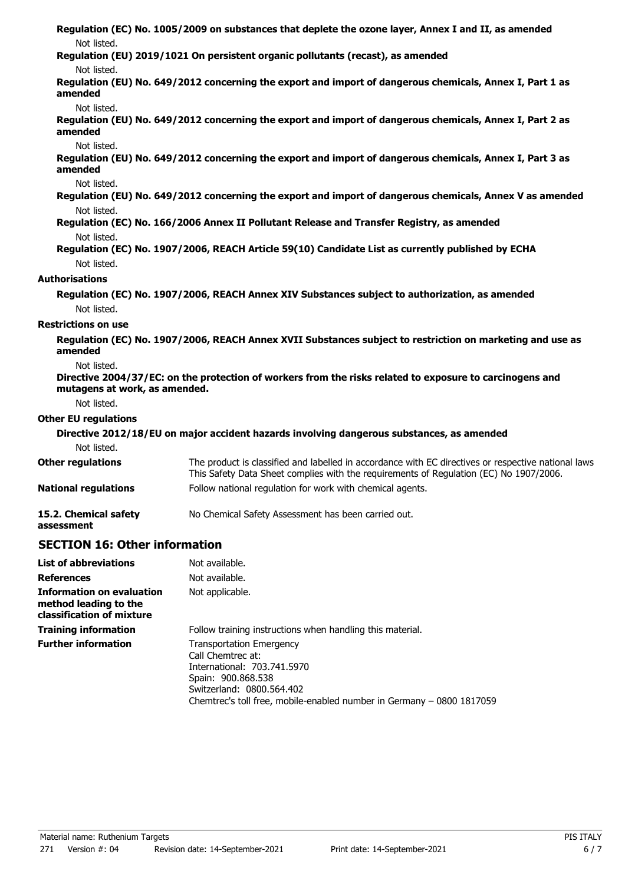**Regulation (EC) No. 1005/2009 on substances that deplete the ozone layer, Annex I and II, as amended**

Not listed.

**Regulation (EU) 2019/1021 On persistent organic pollutants (recast), as amended**

Not listed.

**Regulation (EU) No. 649/2012 concerning the export and import of dangerous chemicals, Annex I, Part 1 as amended**

Not listed.

**Regulation (EU) No. 649/2012 concerning the export and import of dangerous chemicals, Annex I, Part 2 as amended**

Not listed.

**Regulation (EU) No. 649/2012 concerning the export and import of dangerous chemicals, Annex I, Part 3 as amended**

Not listed.

**Regulation (EU) No. 649/2012 concerning the export and import of dangerous chemicals, Annex V as amended**

Not listed.

**Regulation (EC) No. 166/2006 Annex II Pollutant Release and Transfer Registry, as amended**

Not listed.

**Regulation (EC) No. 1907/2006, REACH Article 59(10) Candidate List as currently published by ECHA**

Not listed.

**Authorisations**

**Regulation (EC) No. 1907/2006, REACH Annex XIV Substances subject to authorization, as amended**

Not listed.

**Restrictions on use**

**Regulation (EC) No. 1907/2006, REACH Annex XVII Substances subject to restriction on marketing and use as amended**

Not listed.

**Directive 2004/37/EC: on the protection of workers from the risks related to exposure to carcinogens and mutagens at work, as amended.**

Not listed.

**Other EU regulations**

**Directive 2012/18/EU on major accident hazards involving dangerous substances, as amended**

Not listed.

**Other regulations** The product is classified and labelled in accordance with EC directives or respective national laws This Safety Data Sheet complies with the requirements of Regulation (EC) No 1907/2006.

**National regulations** Follow national regulation for work with chemical agents.

**15.2. Chemical safety assessment** No Chemical Safety Assessment has been carried out.

## SECTION 16: Other information

**List of abbreviations** Not available.

**References** Not available.

**Information on evaluation method leading to the classification of mixture** Not applicable.

**Training information** Follow training instructions when handling this material.

**Further information** Transportation Emergency
Call Chemtrec at:
International: 703.741.5970
Spain: 900.868.538
Switzerland: 0800.564.402
Chemtrec's toll free, mobile-enabled number in Germany – 0800 1817059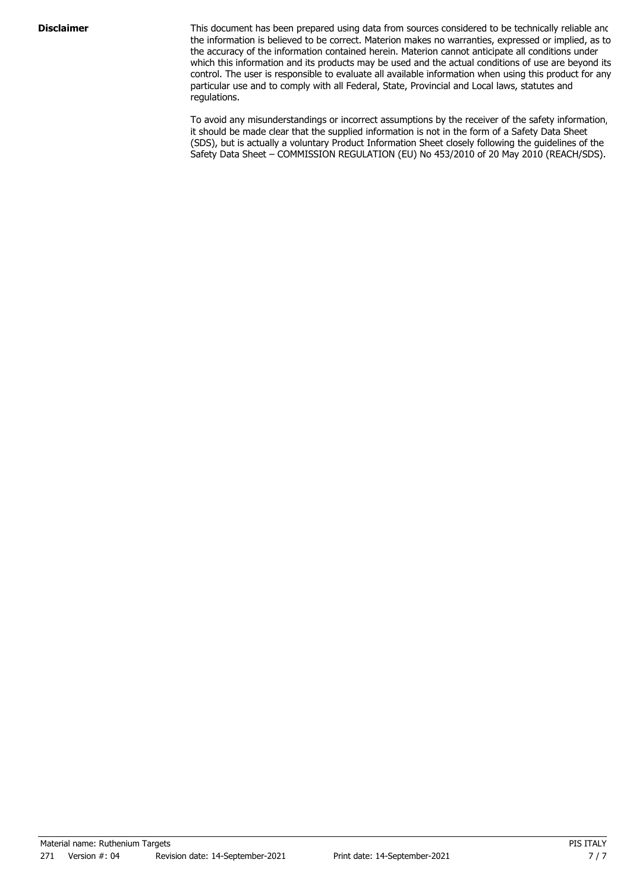**Disclaimer**

This document has been prepared using data from sources considered to be technically reliable and the information is believed to be correct. Materion makes no warranties, expressed or implied, as to the accuracy of the information contained herein. Materion cannot anticipate all conditions under which this information and its products may be used and the actual conditions of use are beyond its control. The user is responsible to evaluate all available information when using this product for any particular use and to comply with all Federal, State, Provincial and Local laws, statutes and regulations.

To avoid any misunderstandings or incorrect assumptions by the receiver of the safety information, it should be made clear that the supplied information is not in the form of a Safety Data Sheet (SDS), but is actually a voluntary Product Information Sheet closely following the guidelines of the Safety Data Sheet – COMMISSION REGULATION (EU) No 453/2010 of 20 May 2010 (REACH/SDS).